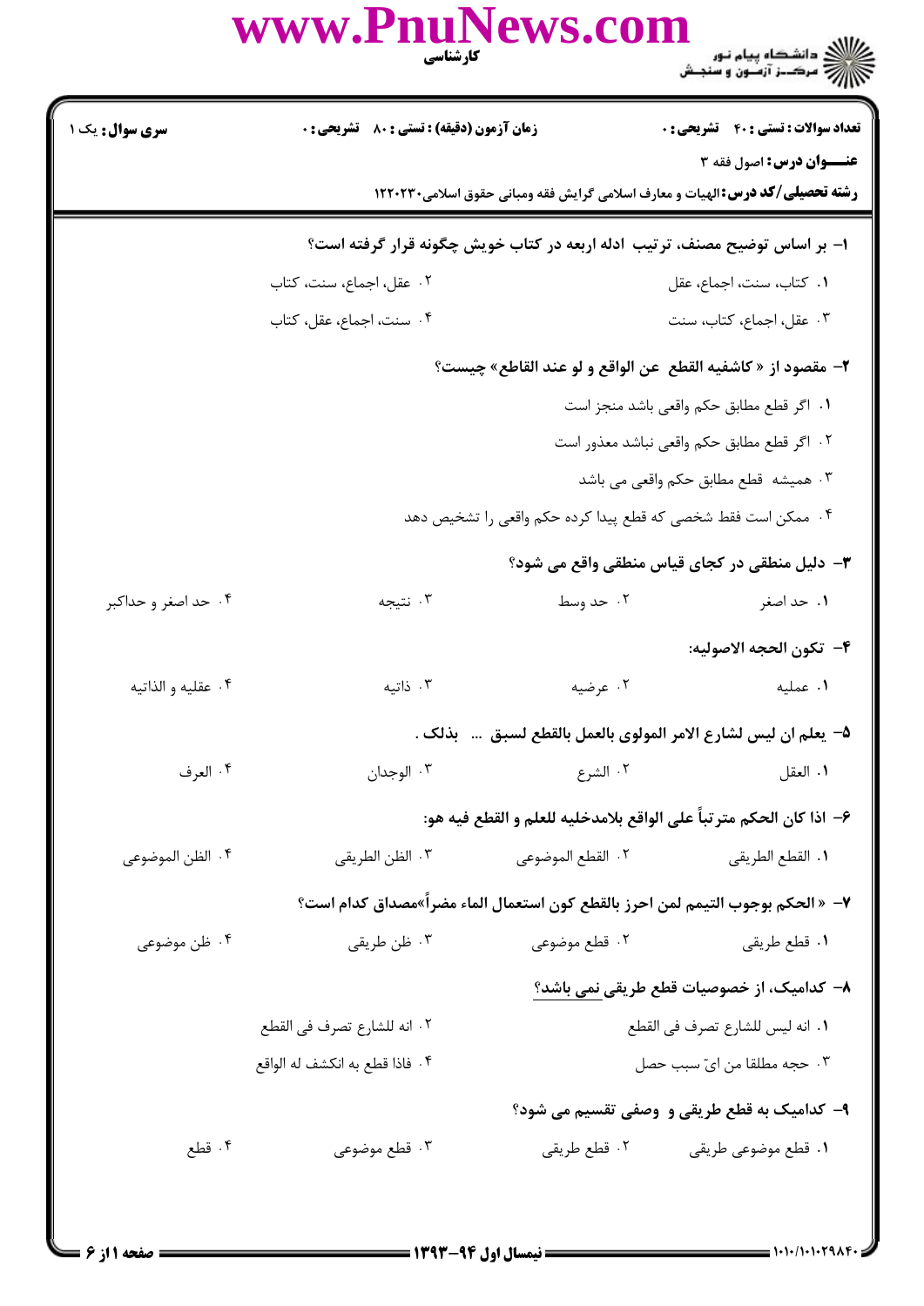**سری سوال:** یک ۱

**زمان آزمون (دقیقه) : تستی : ۸۰ تشریحی : ۰**

**تعداد سوالات : تستی : ۴۰ تشریحی : ۰**

**عنـــوان درس:** اصول فقه ۳

**رشته تحصیلی/کد درس:** الهیات و معارف اسلامی گرایش فقه ومبانی حقوق اسلامی۱۲۲۰۲۳۰

**۱- بر اساس توضیح مصنف، ترتیب ادله اربعه در کتاب خویش چگونه قرار گرفته است؟**

۱. کتاب، سنت، اجماع، عقل
۲. عقل، اجماع، سنت، کتاب
۳. عقل، اجماع، کتاب، سنت
۴. سنت، اجماع، عقل، کتاب

**۲- مقصود از « کاشفیه القطع عن الواقع و لو عند القاطع» چیست؟**

۱. اگر قطع مطابق حکم واقعی باشد منجز است
۲. اگر قطع مطابق حکم واقعی نباشد معذور است
۳. همیشه قطع مطابق حکم واقعی می باشد
۴. ممکن است فقط شخصی که قطع پیدا کرده حکم واقعی را تشخیص دهد

**۳- دلیل منطقی در کجای قیاس منطقی واقع می شود؟**

۱. حد اصغر
۲. حد وسط
۳. نتیجه
۴. حد اصغر و حداکبر

**۴- تکون الحجه الاصولیه:**

۱. عملیه
۲. عرضیه
۳. ذاتیه
۴. عقلیه و الذاتیه

**۵- یعلم ان لیس لشارع الامر المولوی بالعمل بالقطع لسبق ... بذلک .**

۱. العقل
۲. الشرع
۳. الوجدان
۴. العرف

**۶- اذا کان الحکم مترتباً علی الواقع بلامدخلیه للعلم و القطع فیه هو:**

۱. القطع الطریقی
۲. القطع الموضوعی
۳. الظن الطریقی
۴. الظن الموضوعی

**۷- « الحکم بوجوب التیمم لمن احرز بالقطع کون استعمال الماء مضراً»مصداق کدام است؟**

۱. قطع طریقی
۲. قطع موضوعی
۳. ظن طریقی
۴. ظن موضوعی

**۸- کدامیک، از خصوصیات قطع طریقی نمی باشد؟**

۱. انه لیس للشارع تصرف فی القطع
۲. انه للشارع تصرف فی القطع
۳. حجه مطلقا من ایّ سبب حصل
۴. فاذا قطع به انکشف له الواقع

**۹- کدامیک به قطع طریقی و وصفی تقسیم می شود؟**

۱. قطع موضوعی طریقی
۲. قطع طریقی
۳. قطع موضوعی
۴. قطع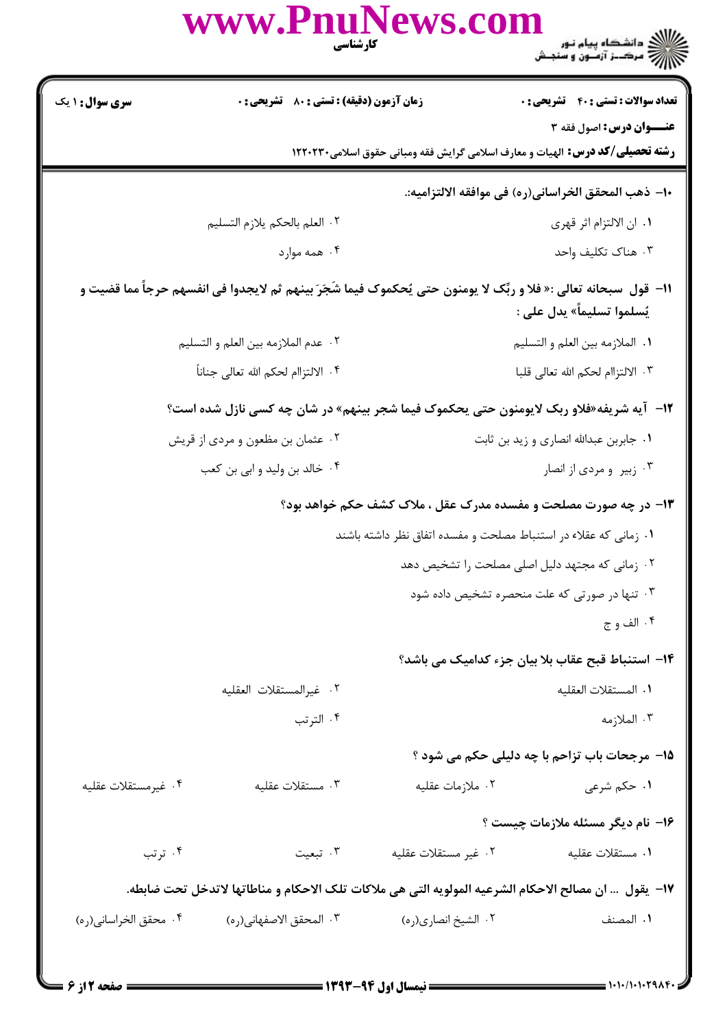**سری سؤال:** ۱ یک

**زمان آزمون (دقیقه) : تستی :** ۸۰ **تشریحی :** ۰

**تعداد سوالات : تستی :** ۴۰ **تشریحی :** ۰

**عنـــوان درس:** اصول فقه ۳

**رشته تحصیلی/کد درس:** الهیات و معارف اسلامی گرایش فقه ومبانی حقوق اسلامی۱۲۲۰۲۳۰

۱۰- ذهب المحقق الخراسانی(ره) فی موافقه الالتزامیه:.

۱. ان الالتزام اثر قهری

۲. العلم بالحکم یلازم التسلیم

۳. هناک تکلیف واحد

۴. همه موارد

۱۱- قول سبحانه تعالی :« فلا و ربِّک لا یومنون حتی یُحکموک فیما شَجَرَ بینهم ثم لایجدوا فی انفسهم حرجاً مما قضیت و یُسلموا تسلیماً» یدل علی :

۱. الملازمه بین العلم و التسلیم

۲. عدم الملازمه بین العلم و التسلیم

۳. الالتزام لحکم الله تعالی قلبا

۴. الالتزام لحکم الله تعالی جناناً

۱۲- آیه شریفه«فلاو ربک لایومنون حتی یحکموک فیما شجر بینهم» در شان چه کسی نازل شده است؟

۱. جابربن عبدالله انصاری و زید بن ثابت

۲. عثمان بن مظعون و مردی از قریش

۳. زبیر و مردی از انصار

۴. خالد بن ولید و ابی بن کعب

۱۳- در چه صورت مصلحت و مفسده مدرک عقل ، ملاک کشف حکم خواهد بود؟

۱. زمانی که عقلاء در استنباط مصلحت و مفسده اتفاق نظر داشته باشند

۲. زمانی که مجتهد دلیل اصلی مصلحت را تشخیص دهد

۳. تنها در صورتی که علت منحصره تشخیص داده شود

۴. الف و ج

۱۴- استنباط قبح عقاب بلا بیان جزء کدامیک می باشد؟

۱. المستقلات العقلیه

۲. غیرالمستقلات العقلیه

۳. الملازمه

۴. الترتب

۱۵- مرجحات باب تزاحم با چه دلیلی حکم می شود ؟

۱. حکم شرعی

۲. ملازمات عقلیه

۳. مستقلات عقلیه

۴. غیرمستقلات عقلیه

۱۶- نام دیگر مسئله ملازمات چیست ؟

۱. مستقلات عقلیه

۲. غیر مستقلات عقلیه

۳. تبعیت

۴. ترتب

۱۷- یقول ... ان مصالح الاحکام الشرعیه المولویه التی هی ملاکات تلک الاحکام و مناطاتها لاتدخل تحت ضابطه.

۱. المصنف

۲. الشیخ انصاری(ره)

۳. المحقق الاصفهانی(ره)

۴. محقق الخراسانی(ره)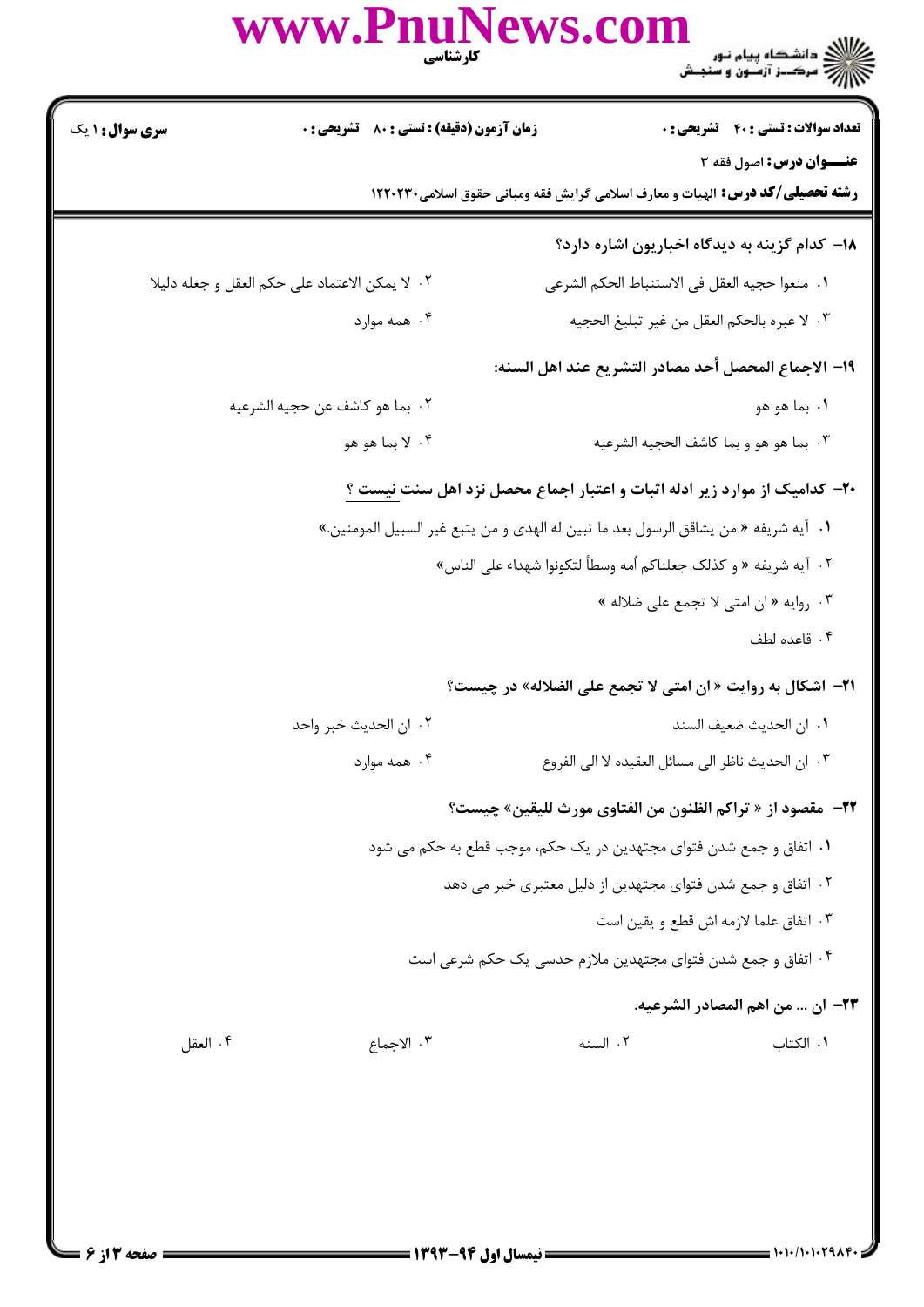**۱۸- کدام گزینه به دیدگاه اخباریون اشاره دارد؟**

۱. منعوا حجیه العقل فی الاستنباط الحکم الشرعی

۲. لا یمکن الاعتماد علی حکم العقل و جعله دلیلا

۳. لا عبره بالحکم العقل من غیر تبلیغ الحجیه

۴. همه موارد

**۱۹- الاجماع المحصل أحد مصادر التشریع عند اهل السنه:**

۱. بما هو هو

۲. بما هو کاشف عن حجیه الشرعیه

۳. بما هو هو و بما کاشف الحجیه الشرعیه

۴. لا بما هو هو

**۲۰- کدامیک از موارد زیر ادله اثبات و اعتبار اجماع محصل نزد اهل سنت نیست ؟**

۱. آیه شریفه « من یشاقق الرسول بعد ما تبین له الهدی و من یتبع غیر السبیل المومنین.»

۲. آیه شریفه « و کذلک جعلناکم أمه وسطاً لتکونوا شهداء علی الناس»

۳. روایه « ان امتی لا تجمع علی ضلاله »

۴. قاعده لطف

**۲۱- اشکال به روایت « ان امتی لا تجمع علی الضلاله» در چیست؟**

۱. ان الحدیث ضعیف السند

۲. ان الحدیث خبر واحد

۳. ان الحدیث ناظر الی مسائل العقیده لا الی الفروع

۴. همه موارد

**۲۲- مقصود از « تراکم الظنون من الفتاوی مورث للیقین» چیست؟**

۱. اتفاق و جمع شدن فتوای مجتهدین در یک حکم، موجب قطع به حکم می شود

۲. اتفاق و جمع شدن فتوای مجتهدین از دلیل معتبری خبر می دهد

۳. اتفاق علما لازمه اش قطع و یقین است

۴. اتفاق و جمع شدن فتوای مجتهدین ملازم حدسی یک حکم شرعی است

**۲۳- ان ... من اهم المصادر الشرعیه.**

۱. الکتاب

۲. السنه

۳. الاجماع

۴. العقل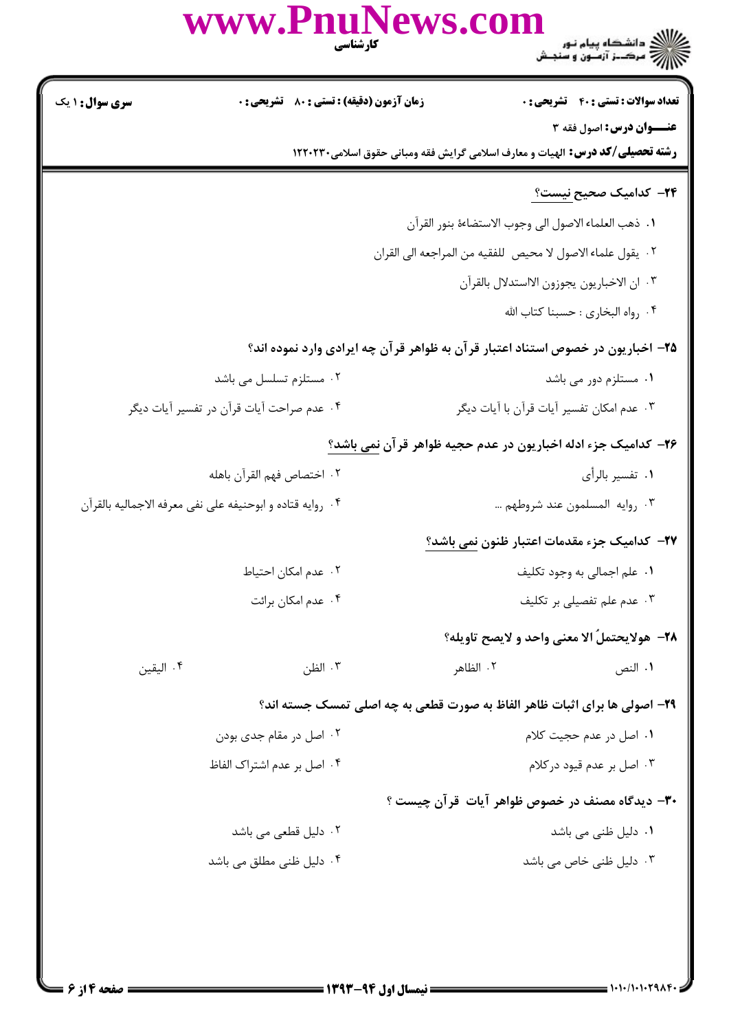**تعداد سوالات : تستی : ۴۰ تشریحی : ۰**　**زمان آزمون (دقیقه) : تستی : ۸۰ تشریحی : ۰**　**سری سوال : ۱ یک**

**عنـــوان درس:** اصول فقه ۳

**رشته تحصیلی/کد درس:** الهیات و معارف اسلامی گرایش فقه ومبانی حقوق اسلامی۱۲۲۰۲۳۰

۲۴- کدامیک صحیح نیست؟

۱. ذهب العلماء الاصول الی وجوب الاستضاءة بنور القرآن

۲. یقول علماء الاصول لا محیص للفقیه من المراجعه الی القران

۳. ان الاخباریون یجوزون الاستدلال بالقرآن

۴. رواه البخاری : حسبنا کتاب الله

۲۵- اخباریون در خصوص استناد اعتبار قرآن به ظواهر قرآن چه ایرادی وارد نموده اند؟

۱. مستلزم دور می باشد

۲. مستلزم تسلسل می باشد

۳. عدم امکان تفسیر آیات قرآن با آیات دیگر

۴. عدم صراحت آیات قرآن در تفسیر آیات دیگر

۲۶- کدامیک جزء ادله اخباریون در عدم حجیه ظواهر قرآن نمی باشد؟

۱. تفسیر بالرأی

۲. اختصاص فهم القرآن باهله

۳. روایه المسلمون عند شروطهم ...

۴. روایه قتاده و ابوحنیفه علی نفی معرفه الاجمالیه بالقرآن

۲۷- کدامیک جزء مقدمات اعتبار ظنون نمی باشد؟

۱. علم اجمالی به وجود تکلیف

۲. عدم امکان احتیاط

۳. عدم علم تفصیلی بر تکلیف

۴. عدم امکان برائت

۲۸- هولایحتملُ الا معنی واحد و لایصح تاویله؟

۱. النص

۲. الظاهر

۳. الظن

۴. الیقین

۲۹- اصولی ها برای اثبات ظاهر الفاظ به صورت قطعی به چه اصلی تمسک جسته اند؟

۱. اصل در عدم حجیت کلام

۲. اصل در مقام جدی بودن

۳. اصل بر عدم قیود درکلام

۴. اصل بر عدم اشتراک الفاظ

۳۰- دیدگاه مصنف در خصوص ظواهر آیات قرآن چیست ؟

۱. دلیل ظنی می باشد

۲. دلیل قطعی می باشد

۳. دلیل ظنی خاص می باشد

۴. دلیل ظنی مطلق می باشد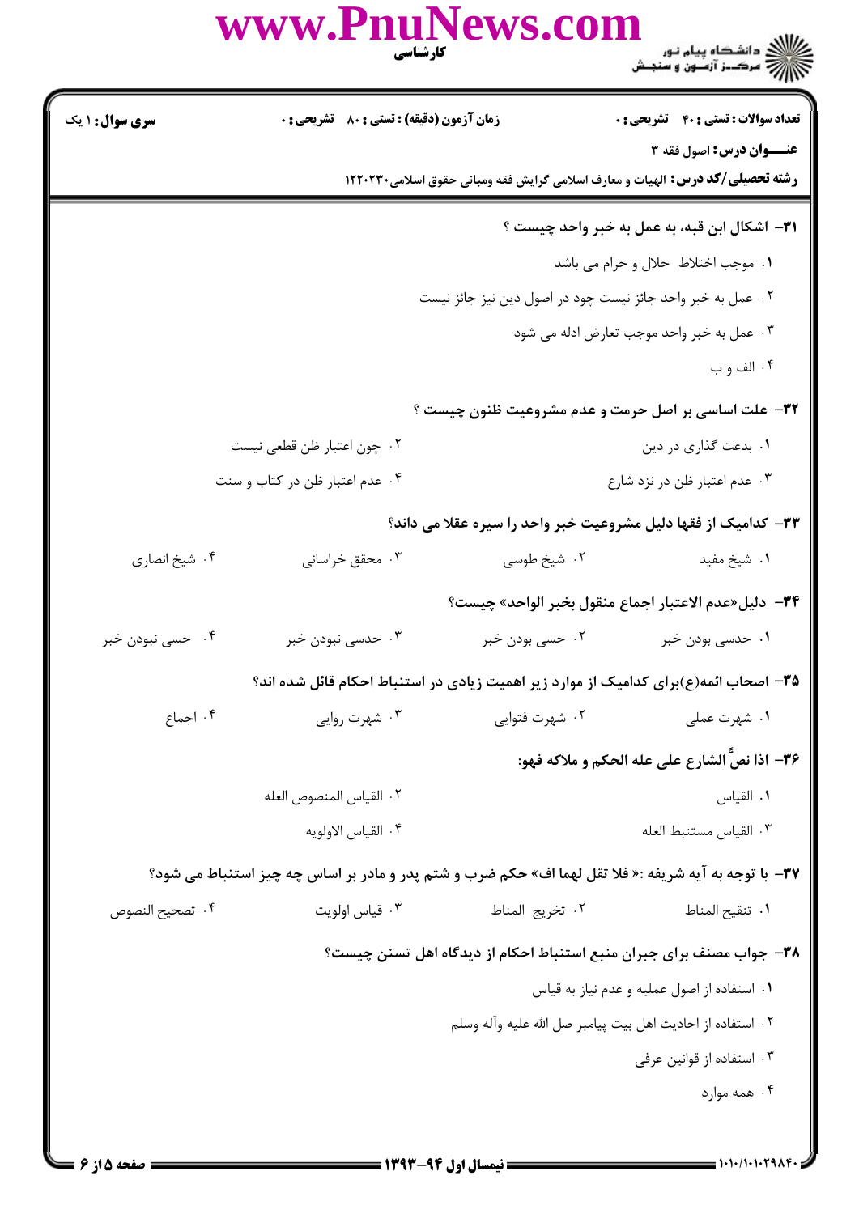**۳۱- اشکال ابن قبه، به عمل به خبر واحد چیست ؟**

۱. موجب اختلاط حلال و حرام می باشد

۲. عمل به خبر واحد جائز نیست چود در اصول دین نیز جائز نیست

۳. عمل به خبر واحد موجب تعارض ادله می شود

۴. الف و ب

**۳۲- علت اساسی بر اصل حرمت و عدم مشروعیت ظنون چیست ؟**

۱. بدعت گذاری در دین

۲. چون اعتبار ظن قطعی نیست

۳. عدم اعتبار ظن در نزد شارع

۴. عدم اعتبار ظن در کتاب و سنت

**۳۳- کدامیک از فقها دلیل مشروعیت خبر واحد را سیره عقلا می داند؟**

۱. شیخ مفید

۲. شیخ طوسی

۳. محقق خراسانی

۴. شیخ انصاری

**۳۴- دلیل«عدم الاعتبار اجماع منقول بخبر الواحد» چیست؟**

۱. حدسی بودن خبر

۲. حسی بودن خبر

۳. حدسی نبودن خبر

۴. حسی نبودن خبر

**۳۵- اصحاب ائمه(ع)برای کدامیک از موارد زیر اهمیت زیادی در استنباط احکام قائل شده اند؟**

۱. شهرت عملی

۲. شهرت فتوایی

۳. شهرت روایی

۴. اجماع

**۳۶- اذا نصَّ الشارع علی عله الحکم و ملاکه فهو:**

۱. القیاس

۲. القیاس المنصوص العله

۳. القیاس مستنبط العله

۴. القیاس الاولویه

**۳۷- با توجه به آیه شریفه :« فلا تقل لهما اف» حکم ضرب و شتم پدر و مادر بر اساس چه چیز استنباط می شود؟**

۱. تنقیح المناط

۲. تخریج المناط

۳. قیاس اولویت

۴. تصحیح النصوص

**۳۸- جواب مصنف برای جبران منبع استنباط احکام از دیدگاه اهل تسنن چیست؟**

۱. استفاده از اصول عملیه و عدم نیاز به قیاس

۲. استفاده از احادیث اهل بیت پیامبر صل الله علیه وآله وسلم

۳. استفاده از قوانین عرفی

۴. همه موارد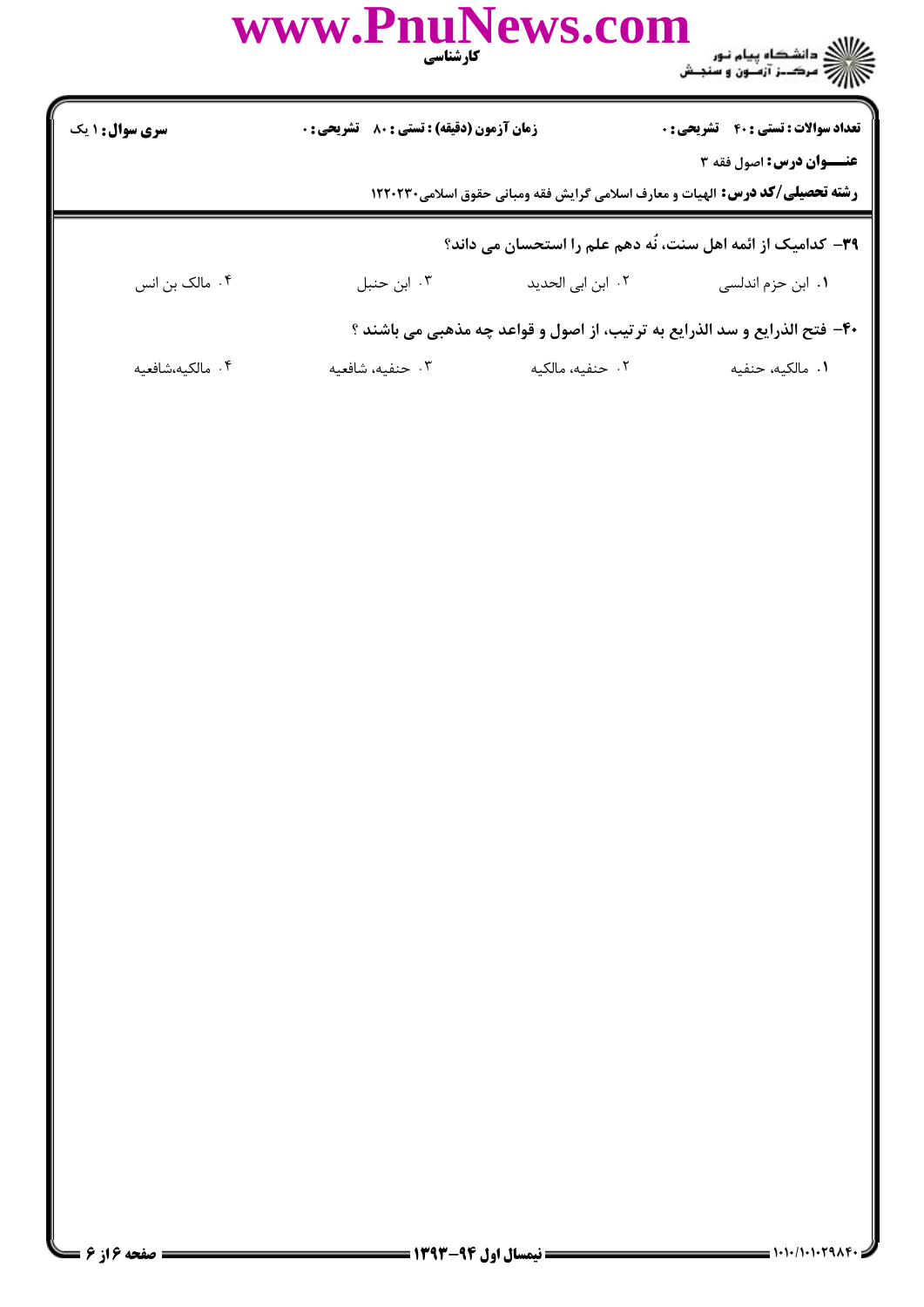**تعداد سوالات : تستی : ۴۰ تشریحی : ۰** | **زمان آزمون (دقیقه) : تستی : ۸۰ تشریحی : ۰** | **سری سوال : ۱ یک**

**عنـــوان درس :** اصول فقه ۳

**رشته تحصیلی/کد درس :** الهیات و معارف اسلامی گرایش فقه ومبانی حقوق اسلامی۱۲۲۰۲۳۰

**۳۹- کدامیک از ائمه اهل سنت، نُه دهم علم را استحسان می داند؟**

۱. ابن حزم اندلسی
۲. ابن ابی الحدید
۳. ابن حنبل
۴. مالک بن انس

**۴۰- فتح الذرایع و سد الذرایع به ترتیب، از اصول و قواعد چه مذهبی می باشند ؟**

۱. مالکیه، حنفیه
۲. حنفیه، مالکیه
۳. حنفیه، شافعیه
۴. مالکیه،شافعیه